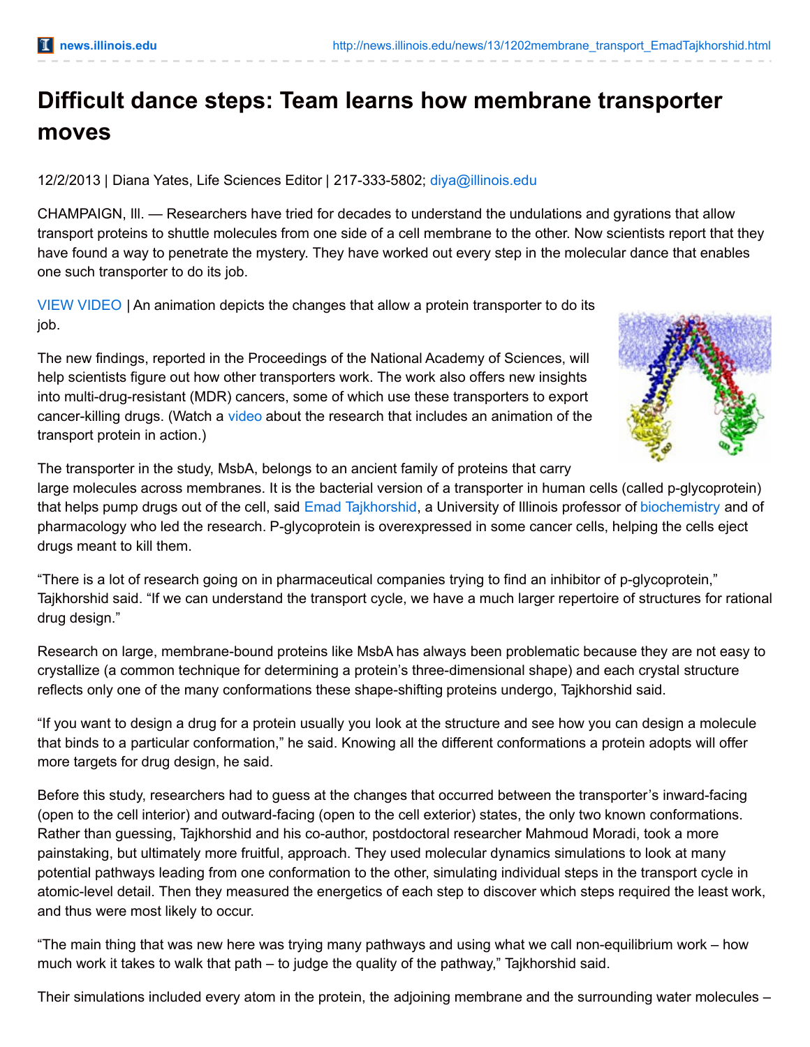# Difficult dance steps: Team learns how membrane transporter moves

12/2/2013 | Diana Yates, Life Sciences Editor | 217-333-5802; diya@illinois.edu

CHAMPAIGN, Ill. — Researchers have tried for decades to understand the undulations and gyrations that allow transport proteins to shuttle molecules from one side of a cell membrane to the other. Now scientists report that they have found a way to penetrate the mystery. They have worked out every step in the molecular dance that enables one such transporter to do its job.

VIEW VIDEO | An animation depicts the changes that allow a protein transporter to do its job.

The new findings, reported in the Proceedings of the National Academy of Sciences, will help scientists figure out how other transporters work. The work also offers new insights into multi-drug-resistant (MDR) cancers, some of which use these transporters to export cancer-killing drugs. (Watch a video about the research that includes an animation of the transport protein in action.)

The transporter in the study, MsbA, belongs to an ancient family of proteins that carry large molecules across membranes. It is the bacterial version of a transporter in human cells (called p-glycoprotein) that helps pump drugs out of the cell, said Emad Tajkhorshid, a University of Illinois professor of biochemistry and of pharmacology who led the research. P-glycoprotein is overexpressed in some cancer cells, helping the cells eject drugs meant to kill them.

"There is a lot of research going on in pharmaceutical companies trying to find an inhibitor of p-glycoprotein," Tajkhorshid said. "If we can understand the transport cycle, we have a much larger repertoire of structures for rational drug design."

Research on large, membrane-bound proteins like MsbA has always been problematic because they are not easy to crystallize (a common technique for determining a protein's three-dimensional shape) and each crystal structure reflects only one of the many conformations these shape-shifting proteins undergo, Tajkhorshid said.

"If you want to design a drug for a protein usually you look at the structure and see how you can design a molecule that binds to a particular conformation," he said. Knowing all the different conformations a protein adopts will offer more targets for drug design, he said.

Before this study, researchers had to guess at the changes that occurred between the transporter's inward-facing (open to the cell interior) and outward-facing (open to the cell exterior) states, the only two known conformations. Rather than guessing, Tajkhorshid and his co-author, postdoctoral researcher Mahmoud Moradi, took a more painstaking, but ultimately more fruitful, approach. They used molecular dynamics simulations to look at many potential pathways leading from one conformation to the other, simulating individual steps in the transport cycle in atomic-level detail. Then they measured the energetics of each step to discover which steps required the least work, and thus were most likely to occur.

"The main thing that was new here was trying many pathways and using what we call non-equilibrium work – how much work it takes to walk that path – to judge the quality of the pathway," Tajkhorshid said.

Their simulations included every atom in the protein, the adjoining membrane and the surrounding water molecules –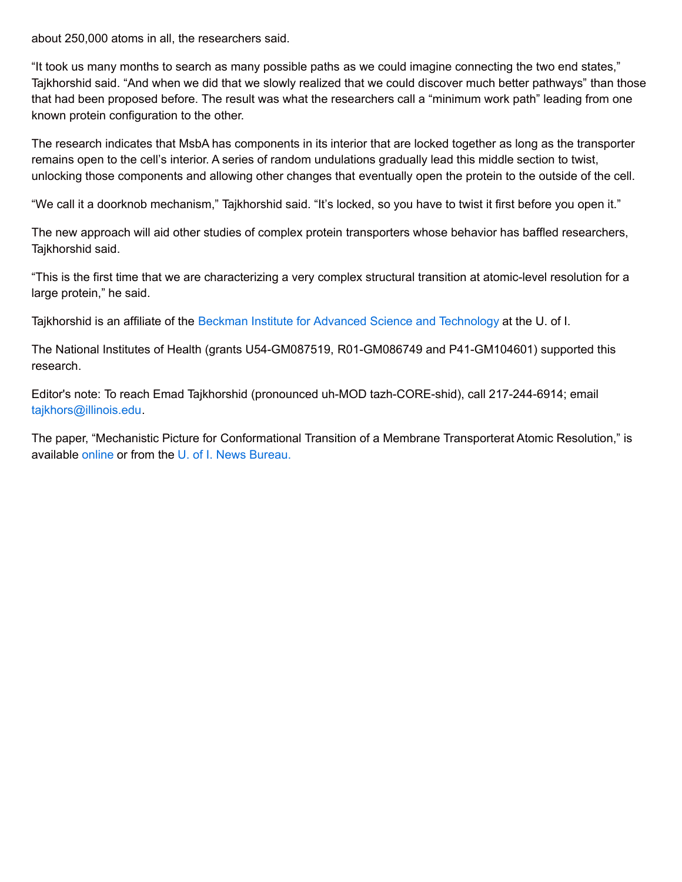about 250,000 atoms in all, the researchers said.

"It took us many months to search as many possible paths as we could imagine connecting the two end states," Tajkhorshid said. "And when we did that we slowly realized that we could discover much better pathways" than those that had been proposed before. The result was what the researchers call a "minimum work path" leading from one known protein configuration to the other.

The research indicates that MsbA has components in its interior that are locked together as long as the transporter remains open to the cell's interior. A series of random undulations gradually lead this middle section to twist, unlocking those components and allowing other changes that eventually open the protein to the outside of the cell.

"We call it a doorknob mechanism," Tajkhorshid said. "It's locked, so you have to twist it first before you open it."

The new approach will aid other studies of complex protein transporters whose behavior has baffled researchers, Tajkhorshid said.

"This is the first time that we are characterizing a very complex structural transition at atomic-level resolution for a large protein," he said.

Tajkhorshid is an affiliate of the Beckman Institute for Advanced Science and Technology at the U. of I.

The National Institutes of Health (grants U54-GM087519, R01-GM086749 and P41-GM104601) supported this research.

Editor's note: To reach Emad Tajkhorshid (pronounced uh-MOD tazh-CORE-shid), call 217-244-6914; email tajkhors@illinois.edu.

The paper, "Mechanistic Picture for Conformational Transition of a Membrane Transporterat Atomic Resolution," is available online or from the U. of I. News Bureau.